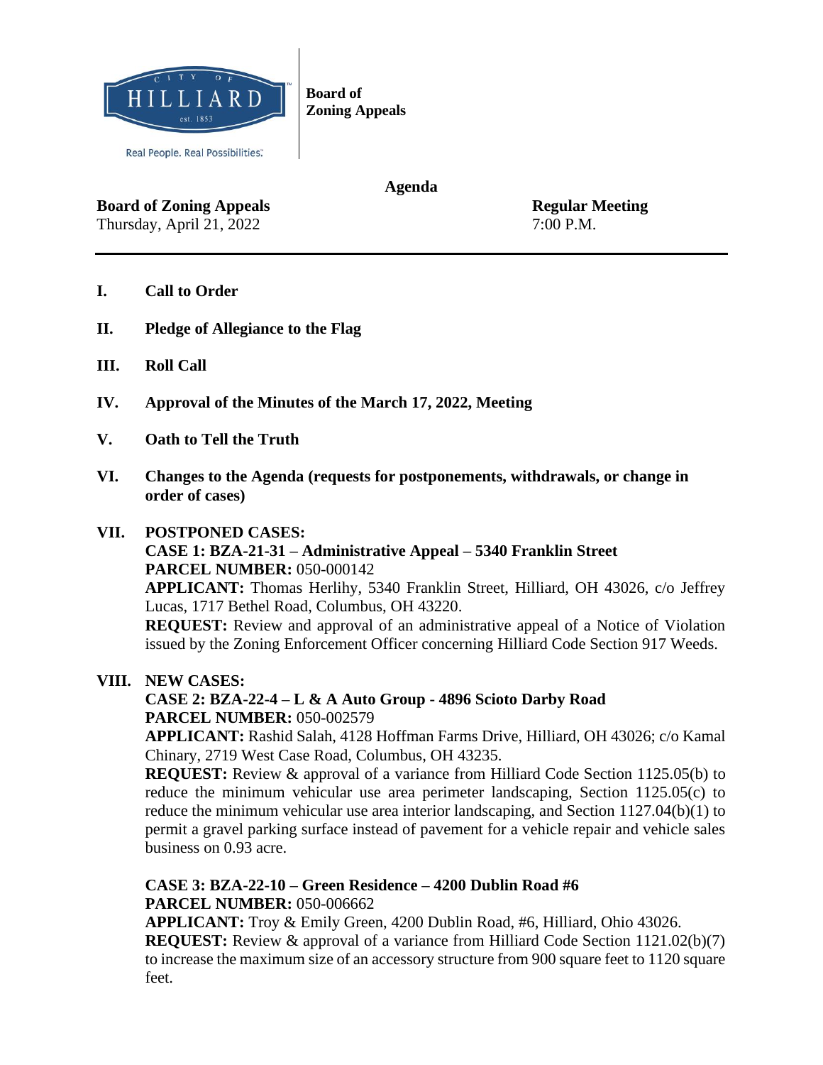CITY OF HILLIARD est. 1853

Real People. Real Possibilities.

**Board of Zoning Appeals**

**Agenda**

**Board of Zoning Appeals** — **Regular Meeting**

Thursday, April 21, 2022 — 7:00 P.M.

---

**I. Call to Order**

**II. Pledge of Allegiance to the Flag**

**III. Roll Call**

**IV. Approval of the Minutes of the March 17, 2022, Meeting**

**V. Oath to Tell the Truth**

**VI. Changes to the Agenda (requests for postponements, withdrawals, or change in order of cases)**

**VII. POSTPONED CASES:**

**CASE 1: BZA-21-31 – Administrative Appeal – 5340 Franklin Street**
**PARCEL NUMBER:** 050-000142
**APPLICANT:** Thomas Herlihy, 5340 Franklin Street, Hilliard, OH 43026, c/o Jeffrey Lucas, 1717 Bethel Road, Columbus, OH 43220.
**REQUEST:** Review and approval of an administrative appeal of a Notice of Violation issued by the Zoning Enforcement Officer concerning Hilliard Code Section 917 Weeds.

**VIII. NEW CASES:**

**CASE 2: BZA-22-4 – L & A Auto Group - 4896 Scioto Darby Road**
**PARCEL NUMBER:** 050-002579
**APPLICANT:** Rashid Salah, 4128 Hoffman Farms Drive, Hilliard, OH 43026; c/o Kamal Chinary, 2719 West Case Road, Columbus, OH 43235.
**REQUEST:** Review & approval of a variance from Hilliard Code Section 1125.05(b) to reduce the minimum vehicular use area perimeter landscaping, Section 1125.05(c) to reduce the minimum vehicular use area interior landscaping, and Section 1127.04(b)(1) to permit a gravel parking surface instead of pavement for a vehicle repair and vehicle sales business on 0.93 acre.

**CASE 3: BZA-22-10 – Green Residence – 4200 Dublin Road #6**
**PARCEL NUMBER:** 050-006662
**APPLICANT:** Troy & Emily Green, 4200 Dublin Road, #6, Hilliard, Ohio 43026.
**REQUEST:** Review & approval of a variance from Hilliard Code Section 1121.02(b)(7) to increase the maximum size of an accessory structure from 900 square feet to 1120 square feet.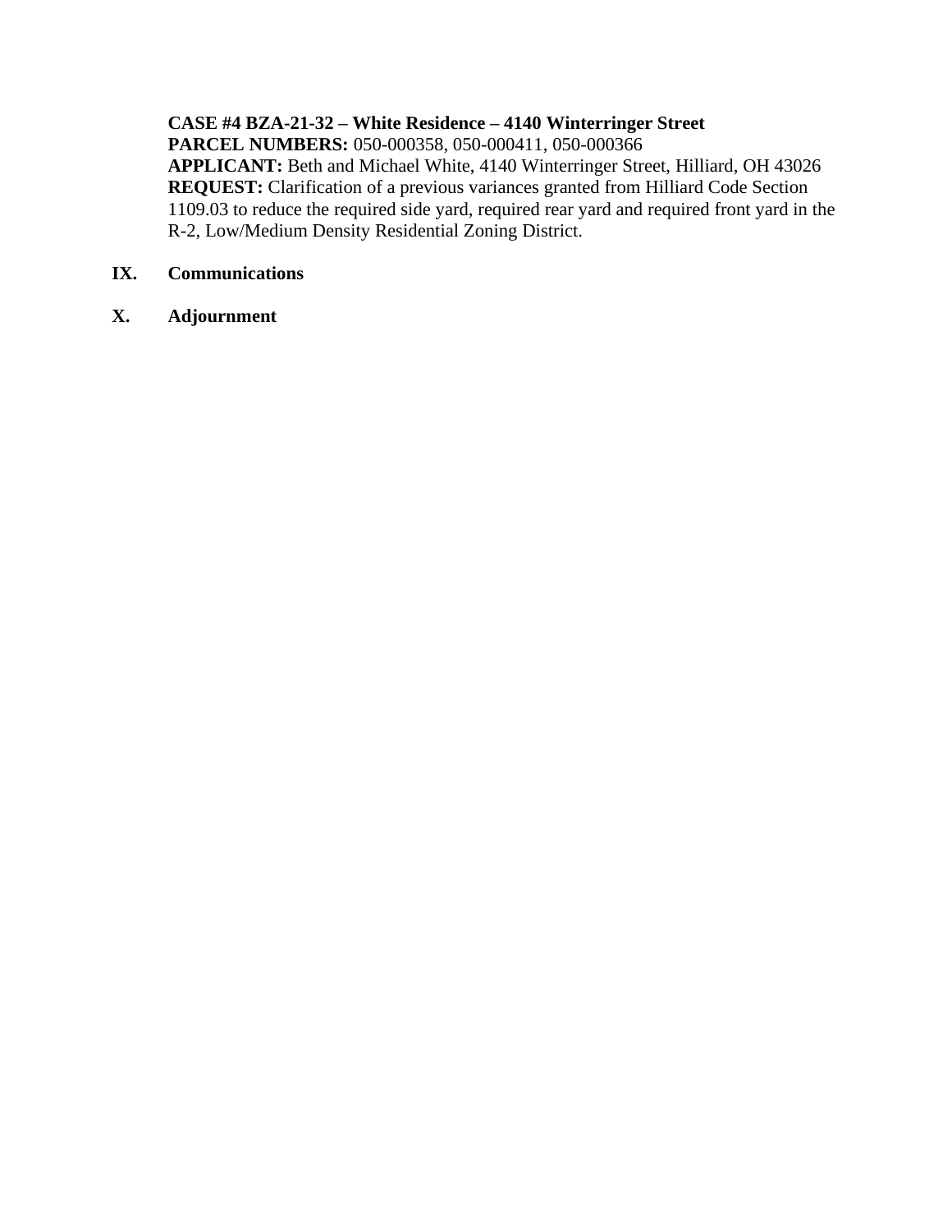**CASE #4 BZA-21-32 – White Residence – 4140 Winterringer Street**
**PARCEL NUMBERS:** 050-000358, 050-000411, 050-000366
**APPLICANT:** Beth and Michael White, 4140 Winterringer Street, Hilliard, OH 43026
**REQUEST:** Clarification of a previous variances granted from Hilliard Code Section 1109.03 to reduce the required side yard, required rear yard and required front yard in the R-2, Low/Medium Density Residential Zoning District.

## IX. Communications

## X. Adjournment